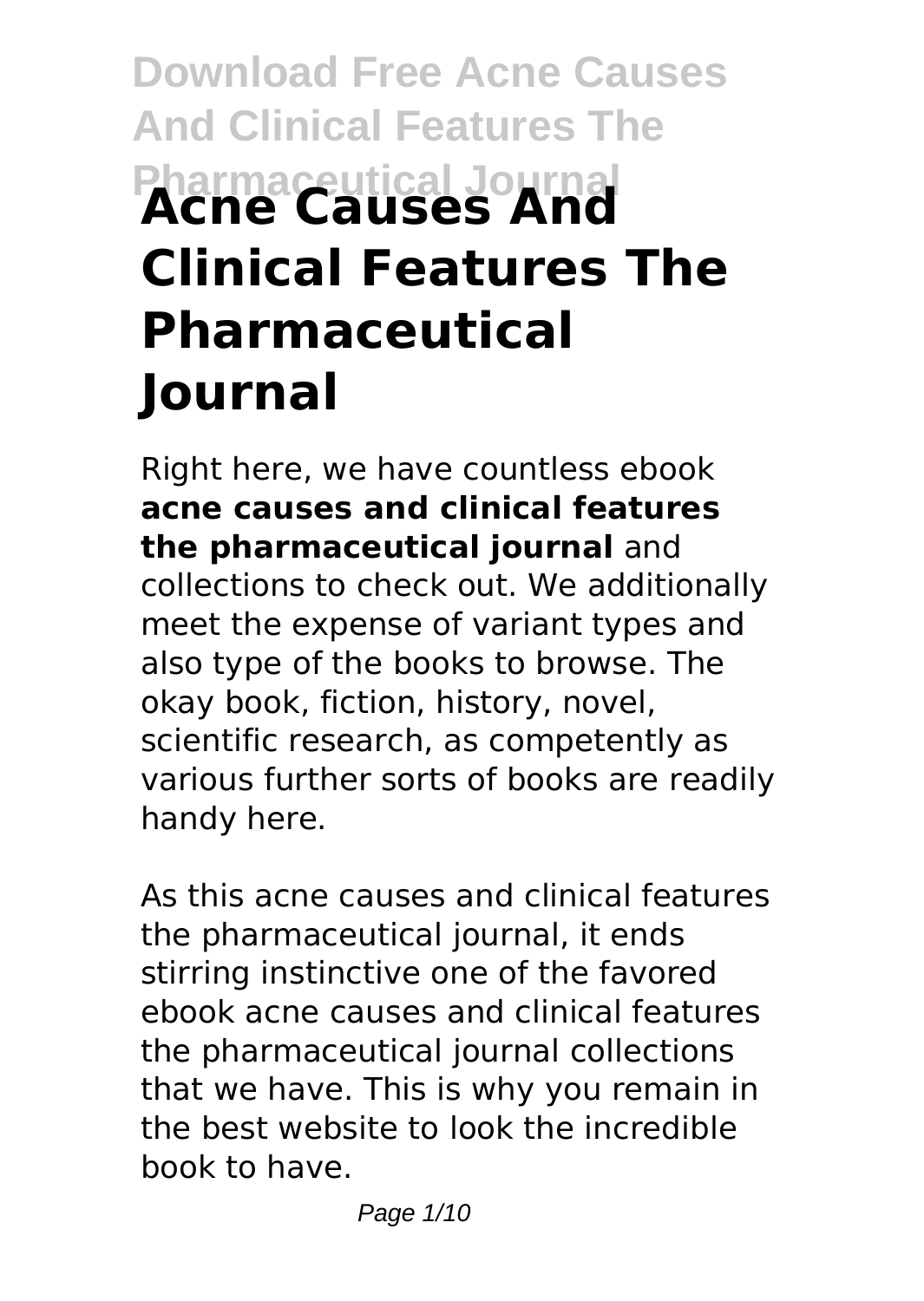# Download Free Acne Causes And Clinical Features The Pharmaceutical Journal

# Acne Causes And Clinical Features The Pharmaceutical Journal

Right here, we have countless ebook **acne causes and clinical features the pharmaceutical journal** and collections to check out. We additionally meet the expense of variant types and also type of the books to browse. The okay book, fiction, history, novel, scientific research, as competently as various further sorts of books are readily handy here.

As this acne causes and clinical features the pharmaceutical journal, it ends stirring instinctive one of the favored ebook acne causes and clinical features the pharmaceutical journal collections that we have. This is why you remain in the best website to look the incredible book to have.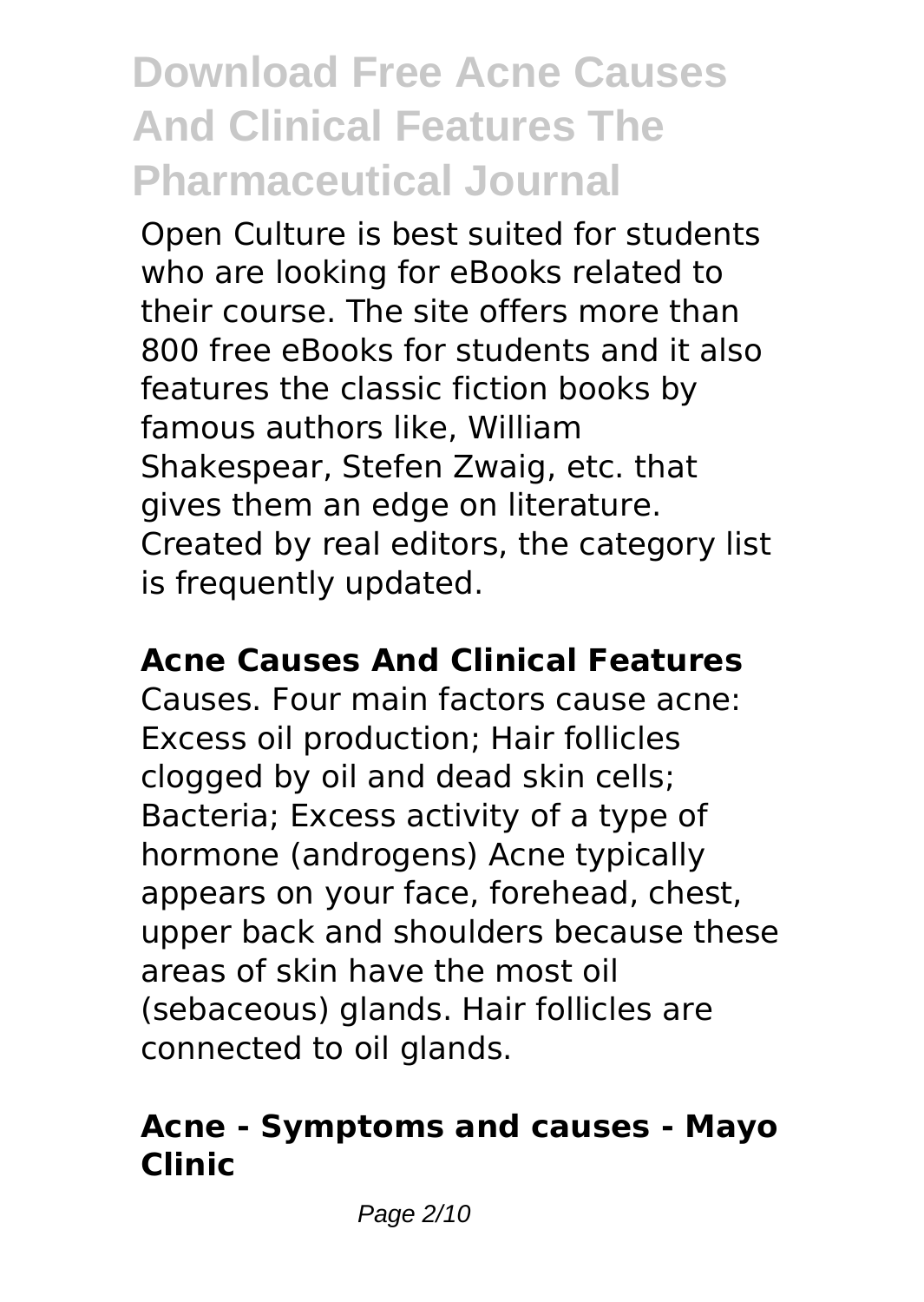# Download Free Acne Causes And Clinical Features The Pharmaceutical Journal

Open Culture is best suited for students who are looking for eBooks related to their course. The site offers more than 800 free eBooks for students and it also features the classic fiction books by famous authors like, William Shakespear, Stefen Zwaig, etc. that gives them an edge on literature. Created by real editors, the category list is frequently updated.

### Acne Causes And Clinical Features

Causes. Four main factors cause acne: Excess oil production; Hair follicles clogged by oil and dead skin cells; Bacteria; Excess activity of a type of hormone (androgens) Acne typically appears on your face, forehead, chest, upper back and shoulders because these areas of skin have the most oil (sebaceous) glands. Hair follicles are connected to oil glands.

### Acne - Symptoms and causes - Mayo Clinic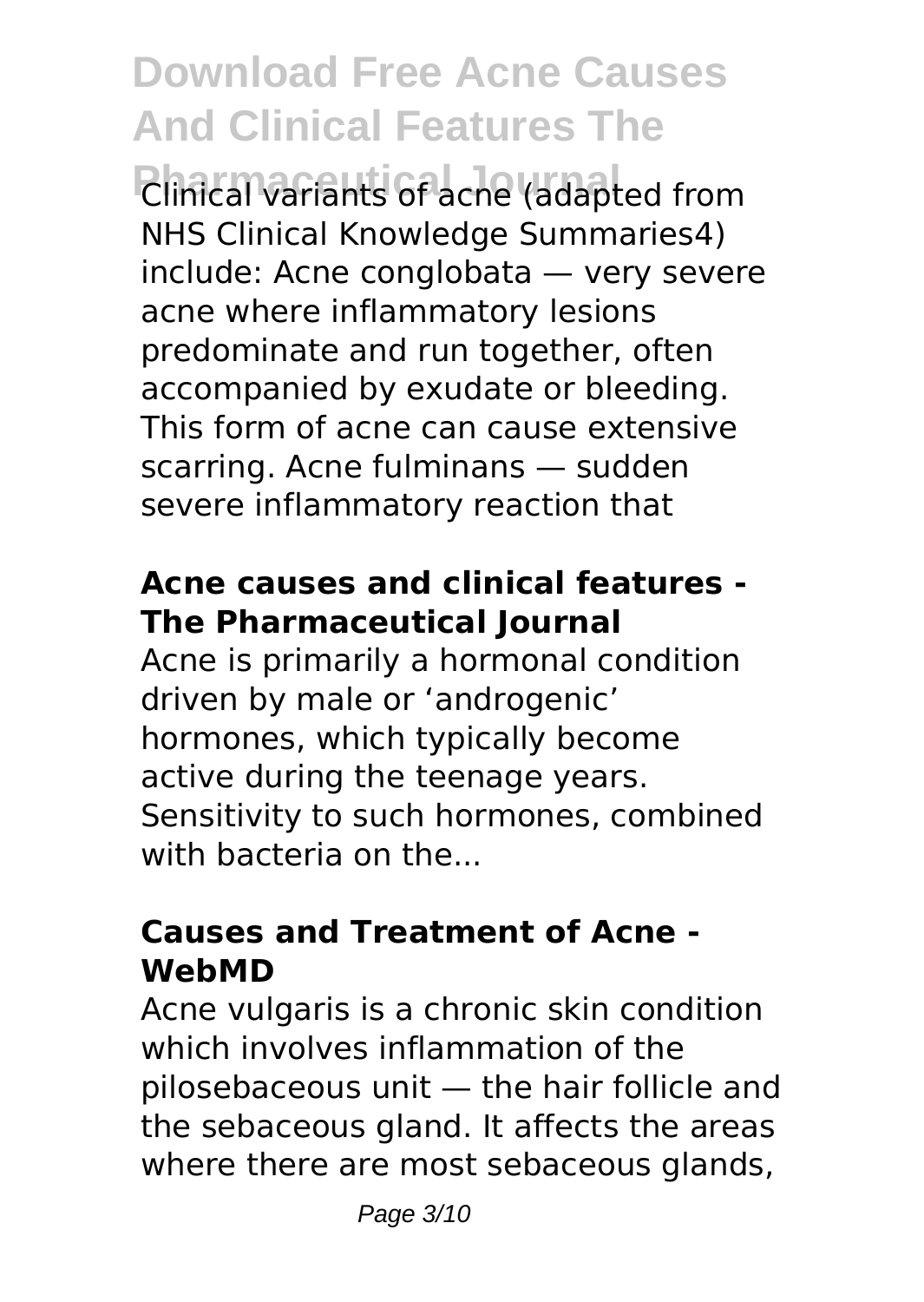Clinical variants of acne (adapted from NHS Clinical Knowledge Summaries4) include: Acne conglobata — very severe acne where inflammatory lesions predominate and run together, often accompanied by exudate or bleeding. This form of acne can cause extensive scarring. Acne fulminans — sudden severe inflammatory reaction that

### Acne causes and clinical features - The Pharmaceutical Journal

Acne is primarily a hormonal condition driven by male or 'androgenic' hormones, which typically become active during the teenage years. Sensitivity to such hormones, combined with bacteria on the...

### Causes and Treatment of Acne - WebMD

Acne vulgaris is a chronic skin condition which involves inflammation of the pilosebaceous unit — the hair follicle and the sebaceous gland. It affects the areas where there are most sebaceous glands,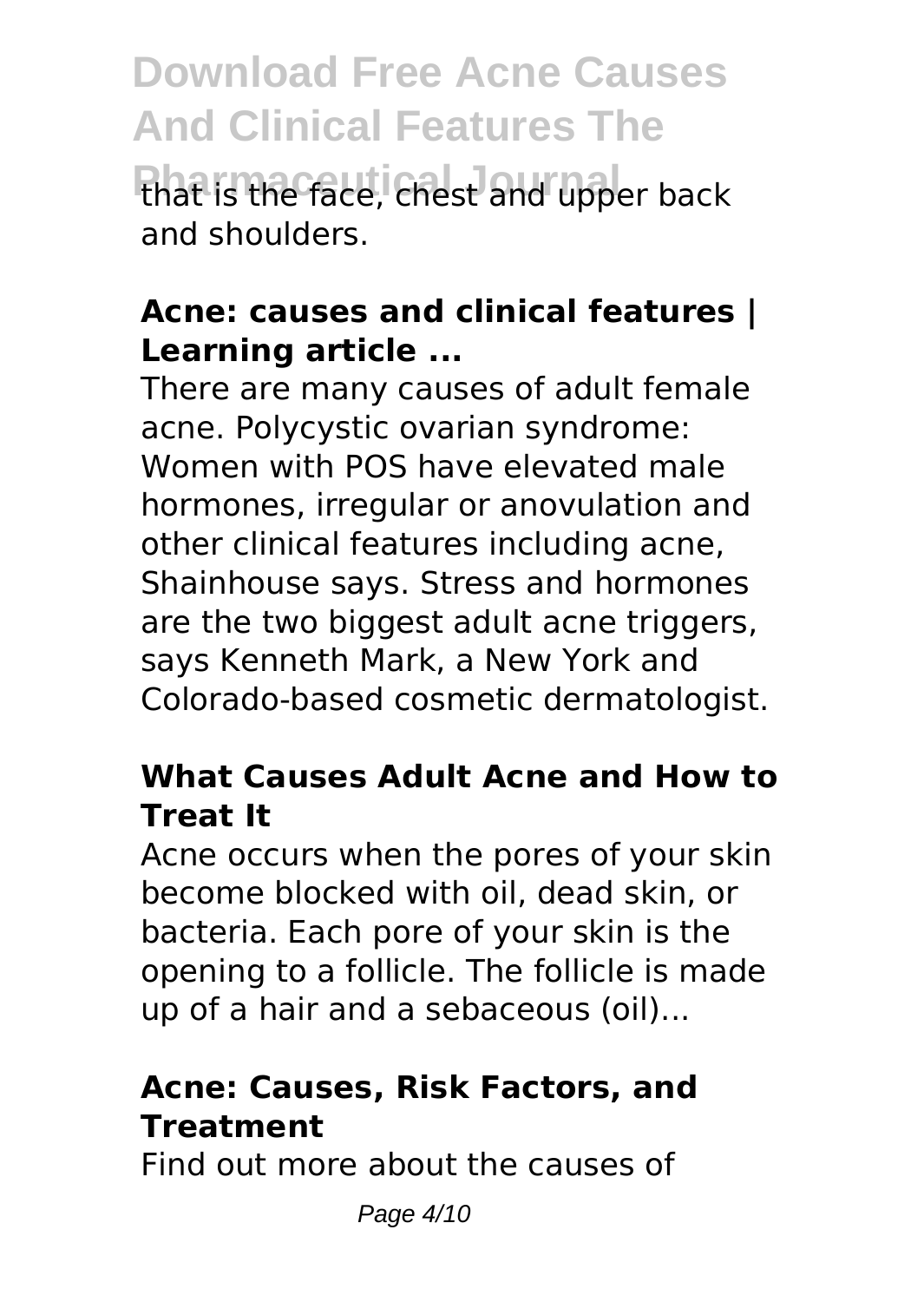that is the face, chest and upper back and shoulders.

### Acne: causes and clinical features | Learning article ...

There are many causes of adult female acne. Polycystic ovarian syndrome: Women with POS have elevated male hormones, irregular or anovulation and other clinical features including acne, Shainhouse says. Stress and hormones are the two biggest adult acne triggers, says Kenneth Mark, a New York and Colorado-based cosmetic dermatologist.

### What Causes Adult Acne and How to Treat It

Acne occurs when the pores of your skin become blocked with oil, dead skin, or bacteria. Each pore of your skin is the opening to a follicle. The follicle is made up of a hair and a sebaceous (oil)...

### Acne: Causes, Risk Factors, and Treatment

Find out more about the causes of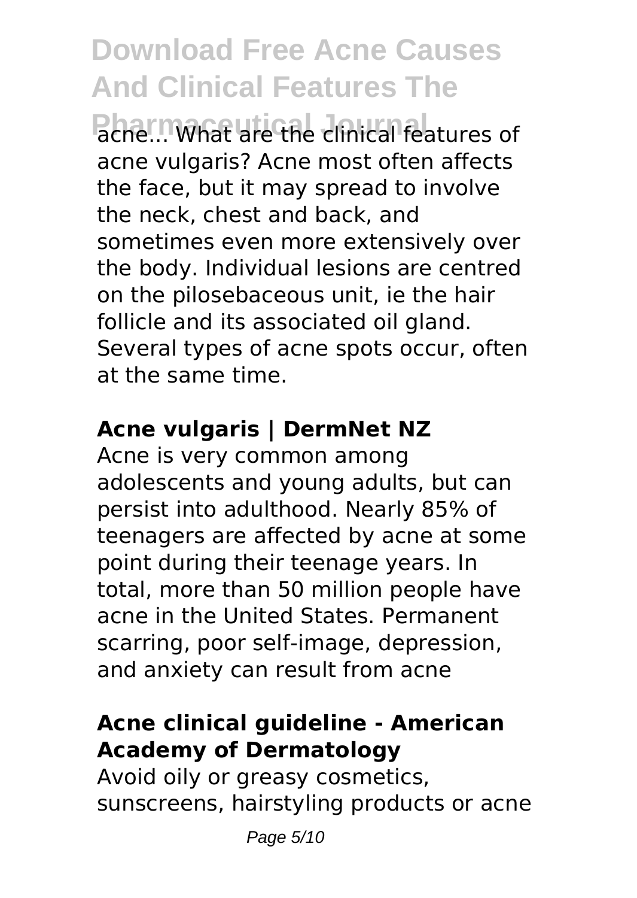acne... What are the clinical features of acne vulgaris? Acne most often affects the face, but it may spread to involve the neck, chest and back, and sometimes even more extensively over the body. Individual lesions are centred on the pilosebaceous unit, ie the hair follicle and its associated oil gland. Several types of acne spots occur, often at the same time.

**Acne vulgaris | DermNet NZ**

Acne is very common among adolescents and young adults, but can persist into adulthood. Nearly 85% of teenagers are affected by acne at some point during their teenage years. In total, more than 50 million people have acne in the United States. Permanent scarring, poor self-image, depression, and anxiety can result from acne

**Acne clinical guideline - American Academy of Dermatology**

Avoid oily or greasy cosmetics, sunscreens, hairstyling products or acne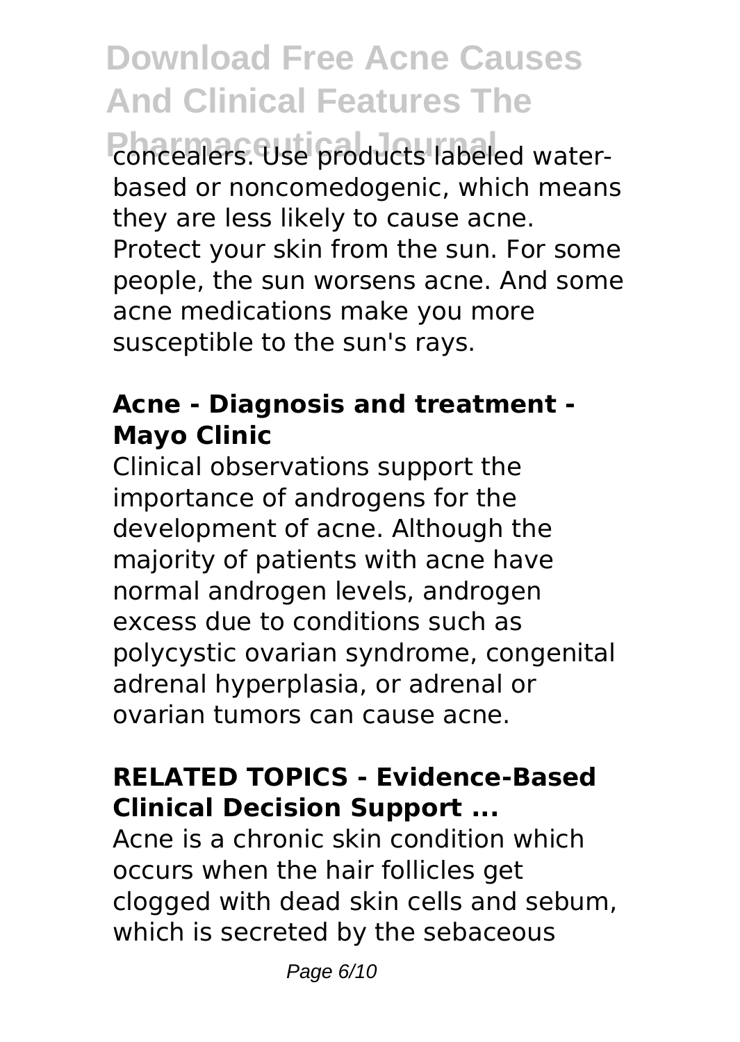concealers. Use products labeled water-based or noncomedogenic, which means they are less likely to cause acne. Protect your skin from the sun. For some people, the sun worsens acne. And some acne medications make you more susceptible to the sun's rays.

### Acne - Diagnosis and treatment - Mayo Clinic

Clinical observations support the importance of androgens for the development of acne. Although the majority of patients with acne have normal androgen levels, androgen excess due to conditions such as polycystic ovarian syndrome, congenital adrenal hyperplasia, or adrenal or ovarian tumors can cause acne.

### RELATED TOPICS - Evidence-Based Clinical Decision Support ...

Acne is a chronic skin condition which occurs when the hair follicles get clogged with dead skin cells and sebum, which is secreted by the sebaceous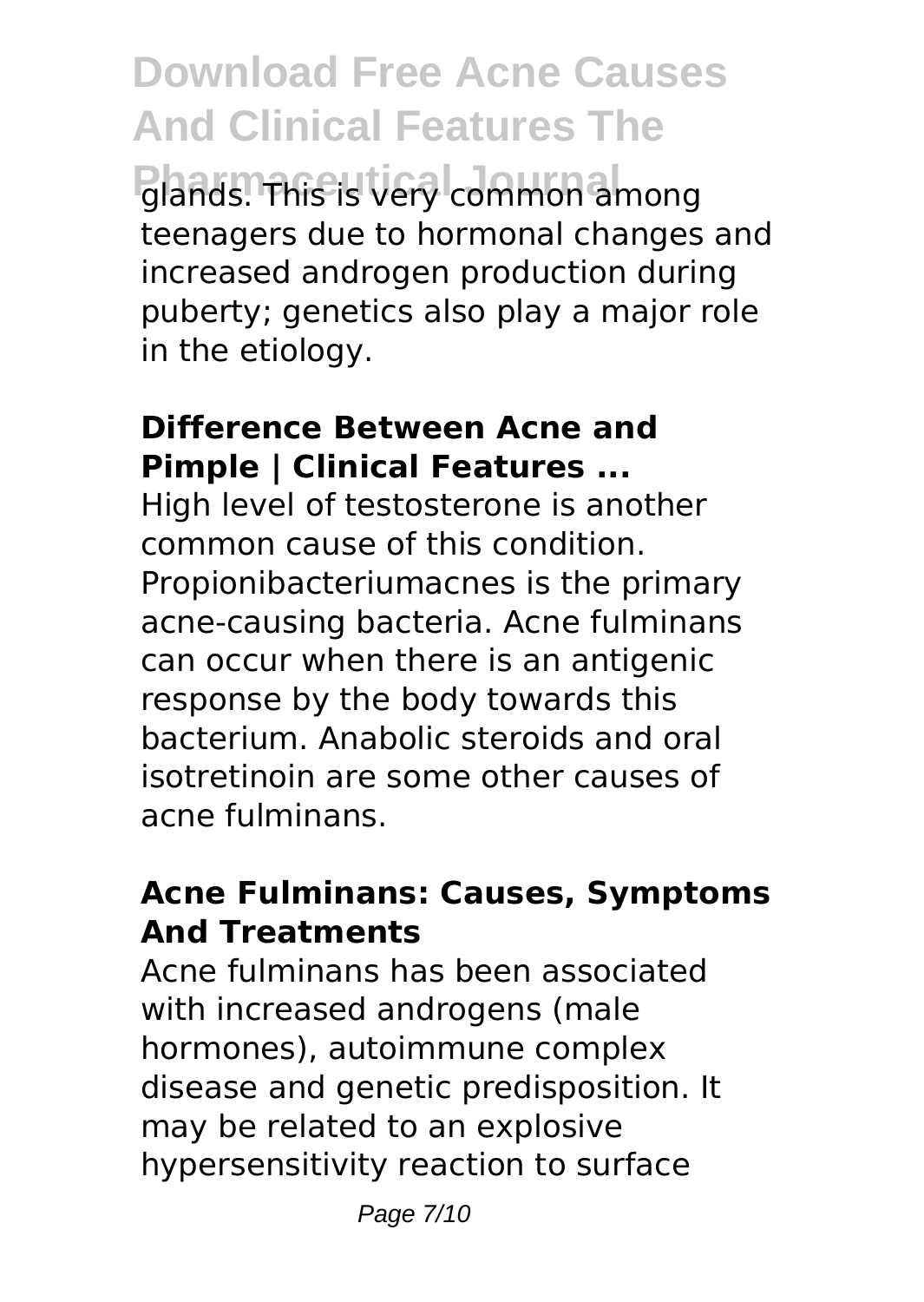glands. This is very common among teenagers due to hormonal changes and increased androgen production during puberty; genetics also play a major role in the etiology.

### Difference Between Acne and Pimple | Clinical Features ...

High level of testosterone is another common cause of this condition. Propionibacteriumacnes is the primary acne-causing bacteria. Acne fulminans can occur when there is an antigenic response by the body towards this bacterium. Anabolic steroids and oral isotretinoin are some other causes of acne fulminans.

### Acne Fulminans: Causes, Symptoms And Treatments

Acne fulminans has been associated with increased androgens (male hormones), autoimmune complex disease and genetic predisposition. It may be related to an explosive hypersensitivity reaction to surface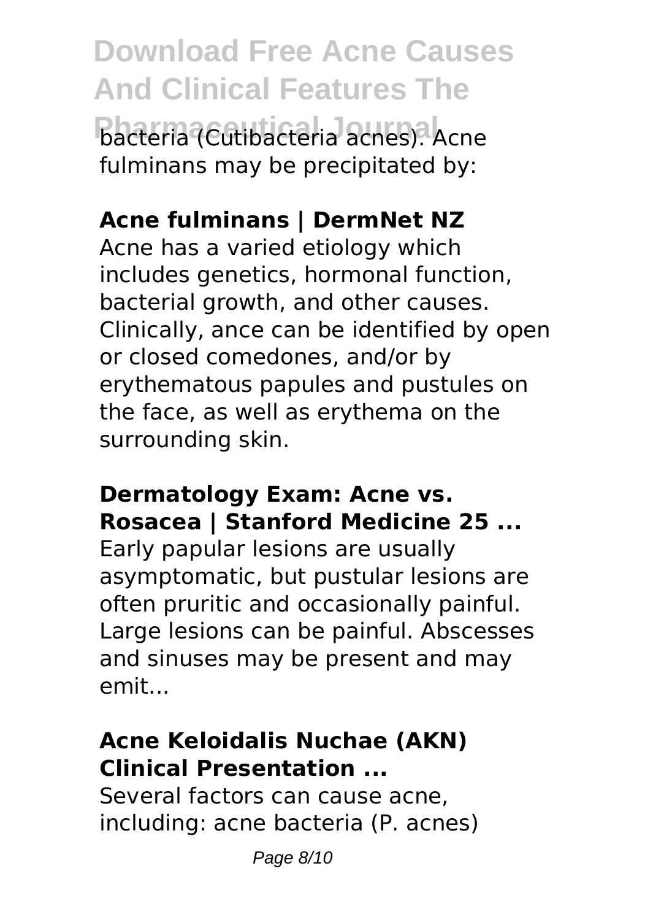bacteria (Cutibacteria acnes). Acne fulminans may be precipitated by:

**Acne fulminans | DermNet NZ**

Acne has a varied etiology which includes genetics, hormonal function, bacterial growth, and other causes. Clinically, ance can be identified by open or closed comedones, and/or by erythematous papules and pustules on the face, as well as erythema on the surrounding skin.

**Dermatology Exam: Acne vs. Rosacea | Stanford Medicine 25 ...**

Early papular lesions are usually asymptomatic, but pustular lesions are often pruritic and occasionally painful. Large lesions can be painful. Abscesses and sinuses may be present and may emit...

**Acne Keloidalis Nuchae (AKN) Clinical Presentation ...**

Several factors can cause acne, including: acne bacteria (P. acnes)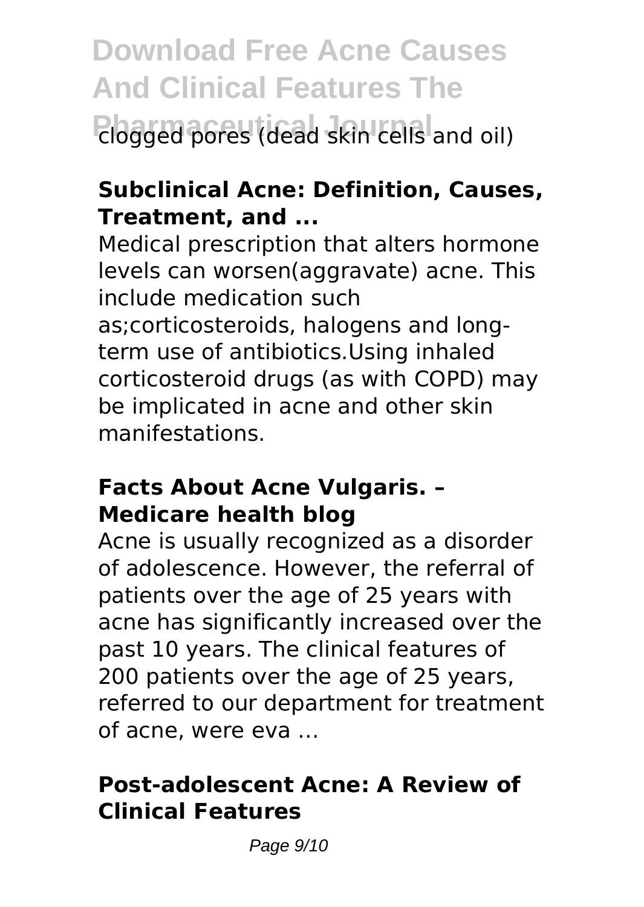clogged pores (dead skin cells and oil)

**Subclinical Acne: Definition, Causes, Treatment, and ...**

Medical prescription that alters hormone levels can worsen(aggravate) acne. This include medication such as;corticosteroids, halogens and long-term use of antibiotics.Using inhaled corticosteroid drugs (as with COPD) may be implicated in acne and other skin manifestations.

**Facts About Acne Vulgaris. – Medicare health blog**

Acne is usually recognized as a disorder of adolescence. However, the referral of patients over the age of 25 years with acne has significantly increased over the past 10 years. The clinical features of 200 patients over the age of 25 years, referred to our department for treatment of acne, were eva ...

**Post-adolescent Acne: A Review of Clinical Features**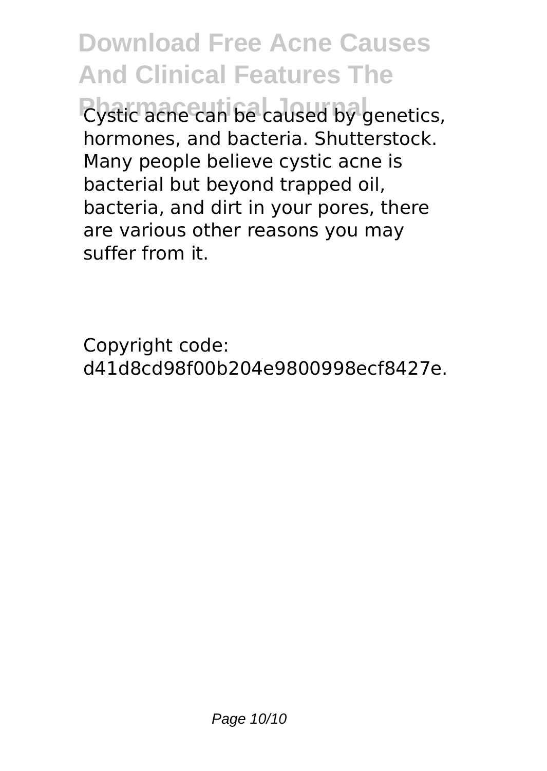Cystic acne can be caused by genetics, hormones, and bacteria. Shutterstock. Many people believe cystic acne is bacterial but beyond trapped oil, bacteria, and dirt in your pores, there are various other reasons you may suffer from it.

Copyright code: d41d8cd98f00b204e9800998ecf8427e.